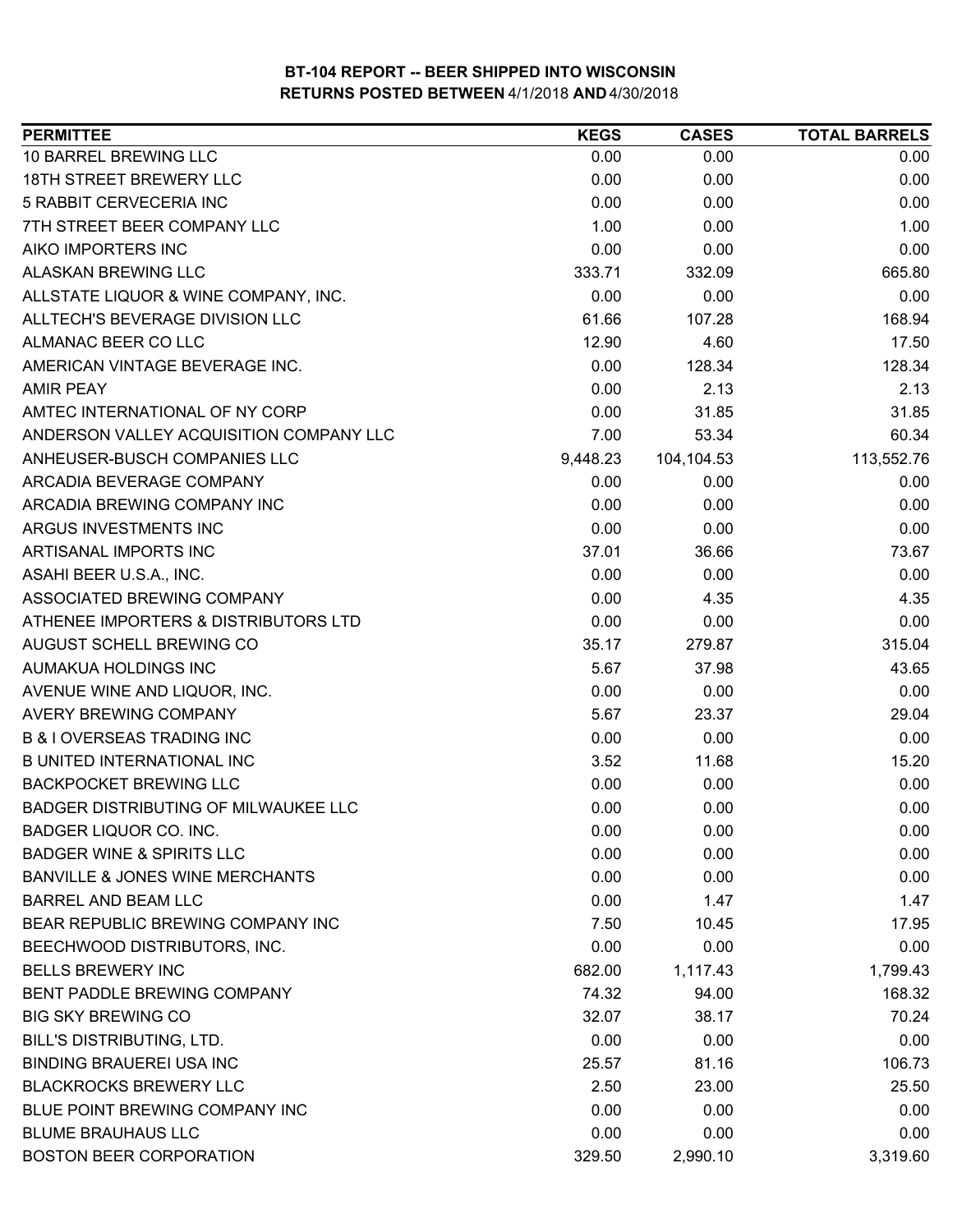# BT-104 REPORT -- BEER SHIPPED INTO WISCONSIN
## RETURNS POSTED BETWEEN 4/1/2018 AND 4/30/2018

| PERMITTEE | KEGS | CASES | TOTAL BARRELS |
|---|---|---|---|
| 10 BARREL BREWING LLC | 0.00 | 0.00 | 0.00 |
| 18TH STREET BREWERY LLC | 0.00 | 0.00 | 0.00 |
| 5 RABBIT CERVECERIA INC | 0.00 | 0.00 | 0.00 |
| 7TH STREET BEER COMPANY LLC | 1.00 | 0.00 | 1.00 |
| AIKO IMPORTERS INC | 0.00 | 0.00 | 0.00 |
| ALASKAN BREWING LLC | 333.71 | 332.09 | 665.80 |
| ALLSTATE LIQUOR & WINE COMPANY, INC. | 0.00 | 0.00 | 0.00 |
| ALLTECH'S BEVERAGE DIVISION LLC | 61.66 | 107.28 | 168.94 |
| ALMANAC BEER CO LLC | 12.90 | 4.60 | 17.50 |
| AMERICAN VINTAGE BEVERAGE INC. | 0.00 | 128.34 | 128.34 |
| AMIR PEAY | 0.00 | 2.13 | 2.13 |
| AMTEC INTERNATIONAL OF NY CORP | 0.00 | 31.85 | 31.85 |
| ANDERSON VALLEY ACQUISITION COMPANY LLC | 7.00 | 53.34 | 60.34 |
| ANHEUSER-BUSCH COMPANIES LLC | 9,448.23 | 104,104.53 | 113,552.76 |
| ARCADIA BEVERAGE COMPANY | 0.00 | 0.00 | 0.00 |
| ARCADIA BREWING COMPANY INC | 0.00 | 0.00 | 0.00 |
| ARGUS INVESTMENTS INC | 0.00 | 0.00 | 0.00 |
| ARTISANAL IMPORTS INC | 37.01 | 36.66 | 73.67 |
| ASAHI BEER U.S.A., INC. | 0.00 | 0.00 | 0.00 |
| ASSOCIATED BREWING COMPANY | 0.00 | 4.35 | 4.35 |
| ATHENEE IMPORTERS & DISTRIBUTORS LTD | 0.00 | 0.00 | 0.00 |
| AUGUST SCHELL BREWING CO | 35.17 | 279.87 | 315.04 |
| AUMAKUA HOLDINGS INC | 5.67 | 37.98 | 43.65 |
| AVENUE WINE AND LIQUOR, INC. | 0.00 | 0.00 | 0.00 |
| AVERY BREWING COMPANY | 5.67 | 23.37 | 29.04 |
| B & I OVERSEAS TRADING INC | 0.00 | 0.00 | 0.00 |
| B UNITED INTERNATIONAL INC | 3.52 | 11.68 | 15.20 |
| BACKPOCKET BREWING LLC | 0.00 | 0.00 | 0.00 |
| BADGER DISTRIBUTING OF MILWAUKEE LLC | 0.00 | 0.00 | 0.00 |
| BADGER LIQUOR CO. INC. | 0.00 | 0.00 | 0.00 |
| BADGER WINE & SPIRITS LLC | 0.00 | 0.00 | 0.00 |
| BANVILLE & JONES WINE MERCHANTS | 0.00 | 0.00 | 0.00 |
| BARREL AND BEAM LLC | 0.00 | 1.47 | 1.47 |
| BEAR REPUBLIC BREWING COMPANY INC | 7.50 | 10.45 | 17.95 |
| BEECHWOOD DISTRIBUTORS, INC. | 0.00 | 0.00 | 0.00 |
| BELLS BREWERY INC | 682.00 | 1,117.43 | 1,799.43 |
| BENT PADDLE BREWING COMPANY | 74.32 | 94.00 | 168.32 |
| BIG SKY BREWING CO | 32.07 | 38.17 | 70.24 |
| BILL'S DISTRIBUTING, LTD. | 0.00 | 0.00 | 0.00 |
| BINDING BRAUEREI USA INC | 25.57 | 81.16 | 106.73 |
| BLACKROCKS BREWERY LLC | 2.50 | 23.00 | 25.50 |
| BLUE POINT BREWING COMPANY INC | 0.00 | 0.00 | 0.00 |
| BLUME BRAUHAUS LLC | 0.00 | 0.00 | 0.00 |
| BOSTON BEER CORPORATION | 329.50 | 2,990.10 | 3,319.60 |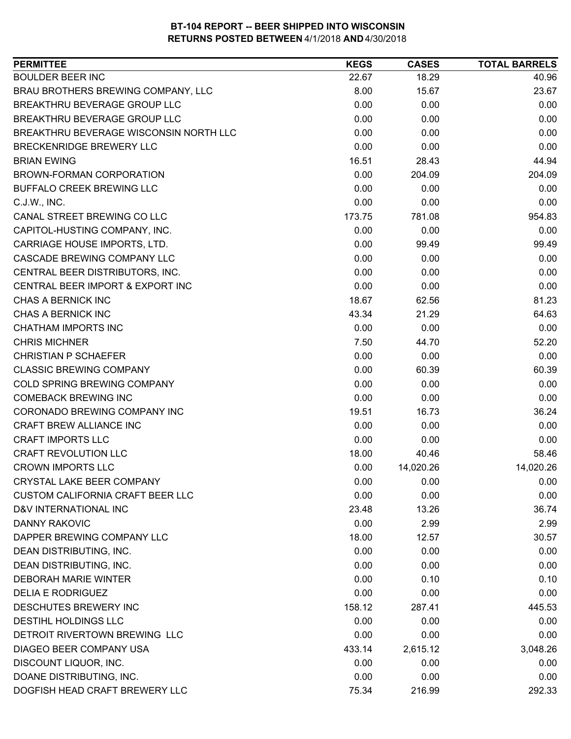# BT-104 REPORT -- BEER SHIPPED INTO WISCONSIN
## RETURNS POSTED BETWEEN 4/1/2018 AND 4/30/2018

| PERMITTEE | KEGS | CASES | TOTAL BARRELS |
|---|---|---|---|
| BOULDER BEER INC | 22.67 | 18.29 | 40.96 |
| BRAU BROTHERS BREWING COMPANY, LLC | 8.00 | 15.67 | 23.67 |
| BREAKTHRU BEVERAGE GROUP LLC | 0.00 | 0.00 | 0.00 |
| BREAKTHRU BEVERAGE GROUP LLC | 0.00 | 0.00 | 0.00 |
| BREAKTHRU BEVERAGE WISCONSIN NORTH LLC | 0.00 | 0.00 | 0.00 |
| BRECKENRIDGE BREWERY LLC | 0.00 | 0.00 | 0.00 |
| BRIAN EWING | 16.51 | 28.43 | 44.94 |
| BROWN-FORMAN CORPORATION | 0.00 | 204.09 | 204.09 |
| BUFFALO CREEK BREWING LLC | 0.00 | 0.00 | 0.00 |
| C.J.W., INC. | 0.00 | 0.00 | 0.00 |
| CANAL STREET BREWING CO LLC | 173.75 | 781.08 | 954.83 |
| CAPITOL-HUSTING COMPANY, INC. | 0.00 | 0.00 | 0.00 |
| CARRIAGE HOUSE IMPORTS, LTD. | 0.00 | 99.49 | 99.49 |
| CASCADE BREWING COMPANY LLC | 0.00 | 0.00 | 0.00 |
| CENTRAL BEER DISTRIBUTORS, INC. | 0.00 | 0.00 | 0.00 |
| CENTRAL BEER IMPORT & EXPORT INC | 0.00 | 0.00 | 0.00 |
| CHAS A BERNICK INC | 18.67 | 62.56 | 81.23 |
| CHAS A BERNICK INC | 43.34 | 21.29 | 64.63 |
| CHATHAM IMPORTS INC | 0.00 | 0.00 | 0.00 |
| CHRIS MICHNER | 7.50 | 44.70 | 52.20 |
| CHRISTIAN P SCHAEFER | 0.00 | 0.00 | 0.00 |
| CLASSIC BREWING COMPANY | 0.00 | 60.39 | 60.39 |
| COLD SPRING BREWING COMPANY | 0.00 | 0.00 | 0.00 |
| COMEBACK BREWING INC | 0.00 | 0.00 | 0.00 |
| CORONADO BREWING COMPANY INC | 19.51 | 16.73 | 36.24 |
| CRAFT BREW ALLIANCE INC | 0.00 | 0.00 | 0.00 |
| CRAFT IMPORTS LLC | 0.00 | 0.00 | 0.00 |
| CRAFT REVOLUTION LLC | 18.00 | 40.46 | 58.46 |
| CROWN IMPORTS LLC | 0.00 | 14,020.26 | 14,020.26 |
| CRYSTAL LAKE BEER COMPANY | 0.00 | 0.00 | 0.00 |
| CUSTOM CALIFORNIA CRAFT BEER LLC | 0.00 | 0.00 | 0.00 |
| D&V INTERNATIONAL INC | 23.48 | 13.26 | 36.74 |
| DANNY RAKOVIC | 0.00 | 2.99 | 2.99 |
| DAPPER BREWING COMPANY LLC | 18.00 | 12.57 | 30.57 |
| DEAN DISTRIBUTING, INC. | 0.00 | 0.00 | 0.00 |
| DEAN DISTRIBUTING, INC. | 0.00 | 0.00 | 0.00 |
| DEBORAH MARIE WINTER | 0.00 | 0.10 | 0.10 |
| DELIA E RODRIGUEZ | 0.00 | 0.00 | 0.00 |
| DESCHUTES BREWERY INC | 158.12 | 287.41 | 445.53 |
| DESTIHL HOLDINGS LLC | 0.00 | 0.00 | 0.00 |
| DETROIT RIVERTOWN BREWING LLC | 0.00 | 0.00 | 0.00 |
| DIAGEO BEER COMPANY USA | 433.14 | 2,615.12 | 3,048.26 |
| DISCOUNT LIQUOR, INC. | 0.00 | 0.00 | 0.00 |
| DOANE DISTRIBUTING, INC. | 0.00 | 0.00 | 0.00 |
| DOGFISH HEAD CRAFT BREWERY LLC | 75.34 | 216.99 | 292.33 |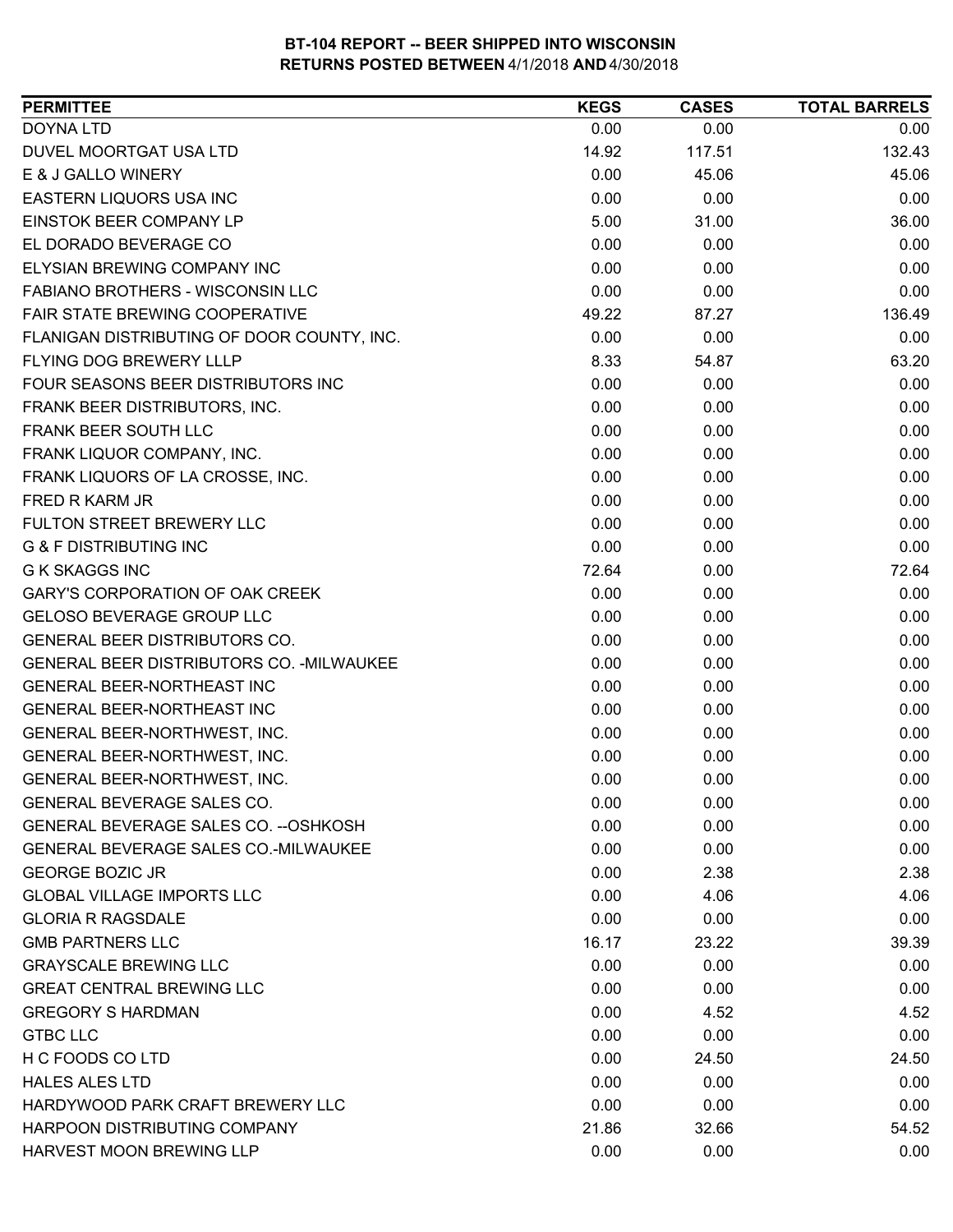**BT-104 REPORT -- BEER SHIPPED INTO WISCONSIN**
**RETURNS POSTED BETWEEN 4/1/2018 AND 4/30/2018**

| PERMITTEE | KEGS | CASES | TOTAL BARRELS |
|---|---|---|---|
| DOYNA LTD | 0.00 | 0.00 | 0.00 |
| DUVEL MOORTGAT USA LTD | 14.92 | 117.51 | 132.43 |
| E & J GALLO WINERY | 0.00 | 45.06 | 45.06 |
| EASTERN LIQUORS USA INC | 0.00 | 0.00 | 0.00 |
| EINSTOK BEER COMPANY LP | 5.00 | 31.00 | 36.00 |
| EL DORADO BEVERAGE CO | 0.00 | 0.00 | 0.00 |
| ELYSIAN BREWING COMPANY INC | 0.00 | 0.00 | 0.00 |
| FABIANO BROTHERS - WISCONSIN LLC | 0.00 | 0.00 | 0.00 |
| FAIR STATE BREWING COOPERATIVE | 49.22 | 87.27 | 136.49 |
| FLANIGAN DISTRIBUTING OF DOOR COUNTY, INC. | 0.00 | 0.00 | 0.00 |
| FLYING DOG BREWERY LLLP | 8.33 | 54.87 | 63.20 |
| FOUR SEASONS BEER DISTRIBUTORS INC | 0.00 | 0.00 | 0.00 |
| FRANK BEER DISTRIBUTORS, INC. | 0.00 | 0.00 | 0.00 |
| FRANK BEER SOUTH LLC | 0.00 | 0.00 | 0.00 |
| FRANK LIQUOR COMPANY, INC. | 0.00 | 0.00 | 0.00 |
| FRANK LIQUORS OF LA CROSSE, INC. | 0.00 | 0.00 | 0.00 |
| FRED R KARM JR | 0.00 | 0.00 | 0.00 |
| FULTON STREET BREWERY LLC | 0.00 | 0.00 | 0.00 |
| G & F DISTRIBUTING INC | 0.00 | 0.00 | 0.00 |
| G K SKAGGS INC | 72.64 | 0.00 | 72.64 |
| GARY'S CORPORATION OF OAK CREEK | 0.00 | 0.00 | 0.00 |
| GELOSO BEVERAGE GROUP LLC | 0.00 | 0.00 | 0.00 |
| GENERAL BEER DISTRIBUTORS CO. | 0.00 | 0.00 | 0.00 |
| GENERAL BEER DISTRIBUTORS CO. -MILWAUKEE | 0.00 | 0.00 | 0.00 |
| GENERAL BEER-NORTHEAST INC | 0.00 | 0.00 | 0.00 |
| GENERAL BEER-NORTHEAST INC | 0.00 | 0.00 | 0.00 |
| GENERAL BEER-NORTHWEST, INC. | 0.00 | 0.00 | 0.00 |
| GENERAL BEER-NORTHWEST, INC. | 0.00 | 0.00 | 0.00 |
| GENERAL BEER-NORTHWEST, INC. | 0.00 | 0.00 | 0.00 |
| GENERAL BEVERAGE SALES CO. | 0.00 | 0.00 | 0.00 |
| GENERAL BEVERAGE SALES CO. --OSHKOSH | 0.00 | 0.00 | 0.00 |
| GENERAL BEVERAGE SALES CO.-MILWAUKEE | 0.00 | 0.00 | 0.00 |
| GEORGE BOZIC JR | 0.00 | 2.38 | 2.38 |
| GLOBAL VILLAGE IMPORTS LLC | 0.00 | 4.06 | 4.06 |
| GLORIA R RAGSDALE | 0.00 | 0.00 | 0.00 |
| GMB PARTNERS LLC | 16.17 | 23.22 | 39.39 |
| GRAYSCALE BREWING LLC | 0.00 | 0.00 | 0.00 |
| GREAT CENTRAL BREWING LLC | 0.00 | 0.00 | 0.00 |
| GREGORY S HARDMAN | 0.00 | 4.52 | 4.52 |
| GTBC LLC | 0.00 | 0.00 | 0.00 |
| H C FOODS CO LTD | 0.00 | 24.50 | 24.50 |
| HALES ALES LTD | 0.00 | 0.00 | 0.00 |
| HARDYWOOD PARK CRAFT BREWERY LLC | 0.00 | 0.00 | 0.00 |
| HARPOON DISTRIBUTING COMPANY | 21.86 | 32.66 | 54.52 |
| HARVEST MOON BREWING LLP | 0.00 | 0.00 | 0.00 |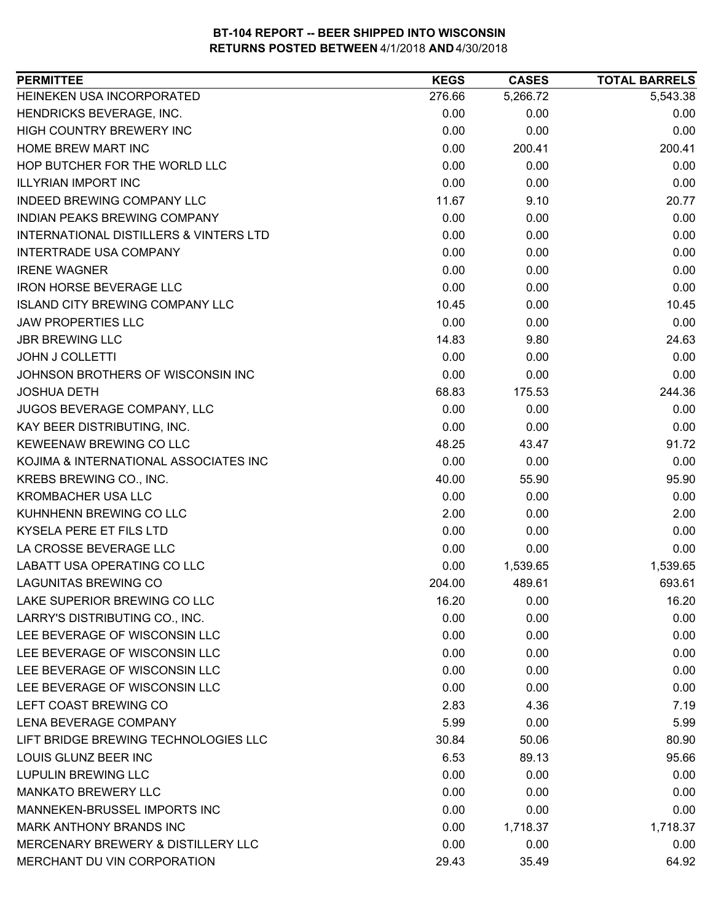**BT-104 REPORT -- BEER SHIPPED INTO WISCONSIN**
**RETURNS POSTED BETWEEN 4/1/2018 AND 4/30/2018**

| PERMITTEE | KEGS | CASES | TOTAL BARRELS |
|---|---|---|---|
| HEINEKEN USA INCORPORATED | 276.66 | 5,266.72 | 5,543.38 |
| HENDRICKS BEVERAGE, INC. | 0.00 | 0.00 | 0.00 |
| HIGH COUNTRY BREWERY INC | 0.00 | 0.00 | 0.00 |
| HOME BREW MART INC | 0.00 | 200.41 | 200.41 |
| HOP BUTCHER FOR THE WORLD LLC | 0.00 | 0.00 | 0.00 |
| ILLYRIAN IMPORT INC | 0.00 | 0.00 | 0.00 |
| INDEED BREWING COMPANY LLC | 11.67 | 9.10 | 20.77 |
| INDIAN PEAKS BREWING COMPANY | 0.00 | 0.00 | 0.00 |
| INTERNATIONAL DISTILLERS & VINTERS LTD | 0.00 | 0.00 | 0.00 |
| INTERTRADE USA COMPANY | 0.00 | 0.00 | 0.00 |
| IRENE WAGNER | 0.00 | 0.00 | 0.00 |
| IRON HORSE BEVERAGE LLC | 0.00 | 0.00 | 0.00 |
| ISLAND CITY BREWING COMPANY LLC | 10.45 | 0.00 | 10.45 |
| JAW PROPERTIES LLC | 0.00 | 0.00 | 0.00 |
| JBR BREWING LLC | 14.83 | 9.80 | 24.63 |
| JOHN J COLLETTI | 0.00 | 0.00 | 0.00 |
| JOHNSON BROTHERS OF WISCONSIN INC | 0.00 | 0.00 | 0.00 |
| JOSHUA DETH | 68.83 | 175.53 | 244.36 |
| JUGOS BEVERAGE COMPANY, LLC | 0.00 | 0.00 | 0.00 |
| KAY BEER DISTRIBUTING, INC. | 0.00 | 0.00 | 0.00 |
| KEWEENAW BREWING CO LLC | 48.25 | 43.47 | 91.72 |
| KOJIMA & INTERNATIONAL ASSOCIATES INC | 0.00 | 0.00 | 0.00 |
| KREBS BREWING CO., INC. | 40.00 | 55.90 | 95.90 |
| KROMBACHER USA LLC | 0.00 | 0.00 | 0.00 |
| KUHNHENN BREWING CO LLC | 2.00 | 0.00 | 2.00 |
| KYSELA PERE ET FILS LTD | 0.00 | 0.00 | 0.00 |
| LA CROSSE BEVERAGE LLC | 0.00 | 0.00 | 0.00 |
| LABATT USA OPERATING CO LLC | 0.00 | 1,539.65 | 1,539.65 |
| LAGUNITAS BREWING CO | 204.00 | 489.61 | 693.61 |
| LAKE SUPERIOR BREWING CO LLC | 16.20 | 0.00 | 16.20 |
| LARRY'S DISTRIBUTING CO., INC. | 0.00 | 0.00 | 0.00 |
| LEE BEVERAGE OF WISCONSIN LLC | 0.00 | 0.00 | 0.00 |
| LEE BEVERAGE OF WISCONSIN LLC | 0.00 | 0.00 | 0.00 |
| LEE BEVERAGE OF WISCONSIN LLC | 0.00 | 0.00 | 0.00 |
| LEE BEVERAGE OF WISCONSIN LLC | 0.00 | 0.00 | 0.00 |
| LEFT COAST BREWING CO | 2.83 | 4.36 | 7.19 |
| LENA BEVERAGE COMPANY | 5.99 | 0.00 | 5.99 |
| LIFT BRIDGE BREWING TECHNOLOGIES LLC | 30.84 | 50.06 | 80.90 |
| LOUIS GLUNZ BEER INC | 6.53 | 89.13 | 95.66 |
| LUPULIN BREWING LLC | 0.00 | 0.00 | 0.00 |
| MANKATO BREWERY LLC | 0.00 | 0.00 | 0.00 |
| MANNEKEN-BRUSSEL IMPORTS INC | 0.00 | 0.00 | 0.00 |
| MARK ANTHONY BRANDS INC | 0.00 | 1,718.37 | 1,718.37 |
| MERCENARY BREWERY & DISTILLERY LLC | 0.00 | 0.00 | 0.00 |
| MERCHANT DU VIN CORPORATION | 29.43 | 35.49 | 64.92 |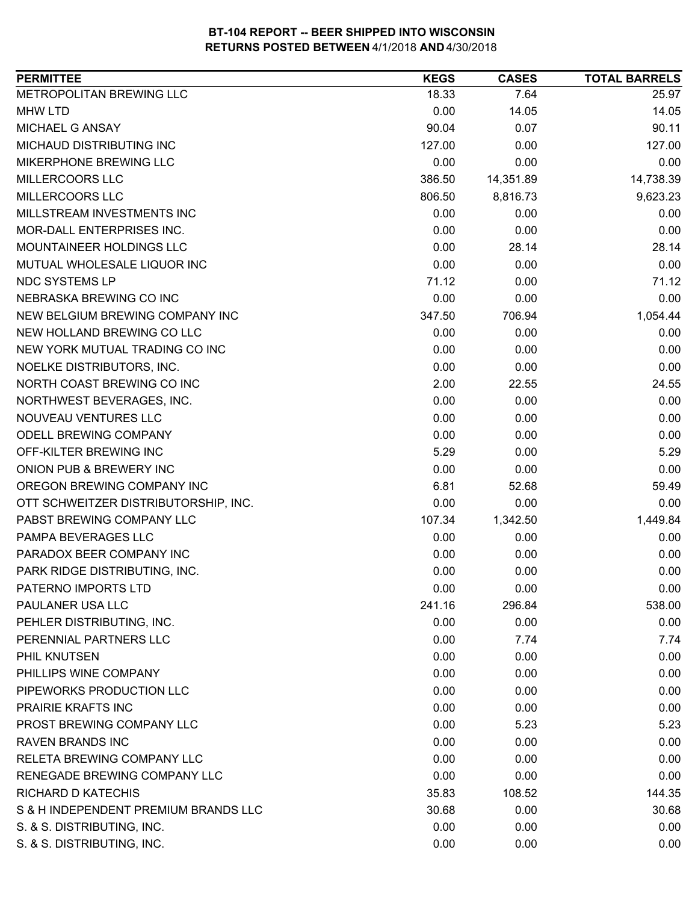**BT-104 REPORT -- BEER SHIPPED INTO WISCONSIN**
**RETURNS POSTED BETWEEN 4/1/2018 AND 4/30/2018**

| PERMITTEE | KEGS | CASES | TOTAL BARRELS |
|---|---|---|---|
| METROPOLITAN BREWING LLC | 18.33 | 7.64 | 25.97 |
| MHW LTD | 0.00 | 14.05 | 14.05 |
| MICHAEL G ANSAY | 90.04 | 0.07 | 90.11 |
| MICHAUD DISTRIBUTING INC | 127.00 | 0.00 | 127.00 |
| MIKERPHONE BREWING LLC | 0.00 | 0.00 | 0.00 |
| MILLERCOORS LLC | 386.50 | 14,351.89 | 14,738.39 |
| MILLERCOORS LLC | 806.50 | 8,816.73 | 9,623.23 |
| MILLSTREAM INVESTMENTS INC | 0.00 | 0.00 | 0.00 |
| MOR-DALL ENTERPRISES INC. | 0.00 | 0.00 | 0.00 |
| MOUNTAINEER HOLDINGS LLC | 0.00 | 28.14 | 28.14 |
| MUTUAL WHOLESALE LIQUOR INC | 0.00 | 0.00 | 0.00 |
| NDC SYSTEMS LP | 71.12 | 0.00 | 71.12 |
| NEBRASKA BREWING CO INC | 0.00 | 0.00 | 0.00 |
| NEW BELGIUM BREWING COMPANY INC | 347.50 | 706.94 | 1,054.44 |
| NEW HOLLAND BREWING CO LLC | 0.00 | 0.00 | 0.00 |
| NEW YORK MUTUAL TRADING CO INC | 0.00 | 0.00 | 0.00 |
| NOELKE DISTRIBUTORS, INC. | 0.00 | 0.00 | 0.00 |
| NORTH COAST BREWING CO INC | 2.00 | 22.55 | 24.55 |
| NORTHWEST BEVERAGES, INC. | 0.00 | 0.00 | 0.00 |
| NOUVEAU VENTURES LLC | 0.00 | 0.00 | 0.00 |
| ODELL BREWING COMPANY | 0.00 | 0.00 | 0.00 |
| OFF-KILTER BREWING INC | 5.29 | 0.00 | 5.29 |
| ONION PUB & BREWERY INC | 0.00 | 0.00 | 0.00 |
| OREGON BREWING COMPANY INC | 6.81 | 52.68 | 59.49 |
| OTT SCHWEITZER DISTRIBUTORSHIP, INC. | 0.00 | 0.00 | 0.00 |
| PABST BREWING COMPANY LLC | 107.34 | 1,342.50 | 1,449.84 |
| PAMPA BEVERAGES LLC | 0.00 | 0.00 | 0.00 |
| PARADOX BEER COMPANY INC | 0.00 | 0.00 | 0.00 |
| PARK RIDGE DISTRIBUTING, INC. | 0.00 | 0.00 | 0.00 |
| PATERNO IMPORTS LTD | 0.00 | 0.00 | 0.00 |
| PAULANER USA LLC | 241.16 | 296.84 | 538.00 |
| PEHLER DISTRIBUTING, INC. | 0.00 | 0.00 | 0.00 |
| PERENNIAL PARTNERS LLC | 0.00 | 7.74 | 7.74 |
| PHIL KNUTSEN | 0.00 | 0.00 | 0.00 |
| PHILLIPS WINE COMPANY | 0.00 | 0.00 | 0.00 |
| PIPEWORKS PRODUCTION LLC | 0.00 | 0.00 | 0.00 |
| PRAIRIE KRAFTS INC | 0.00 | 0.00 | 0.00 |
| PROST BREWING COMPANY LLC | 0.00 | 5.23 | 5.23 |
| RAVEN BRANDS INC | 0.00 | 0.00 | 0.00 |
| RELETA BREWING COMPANY LLC | 0.00 | 0.00 | 0.00 |
| RENEGADE BREWING COMPANY LLC | 0.00 | 0.00 | 0.00 |
| RICHARD D KATECHIS | 35.83 | 108.52 | 144.35 |
| S & H INDEPENDENT PREMIUM BRANDS LLC | 30.68 | 0.00 | 30.68 |
| S. & S. DISTRIBUTING, INC. | 0.00 | 0.00 | 0.00 |
| S. & S. DISTRIBUTING, INC. | 0.00 | 0.00 | 0.00 |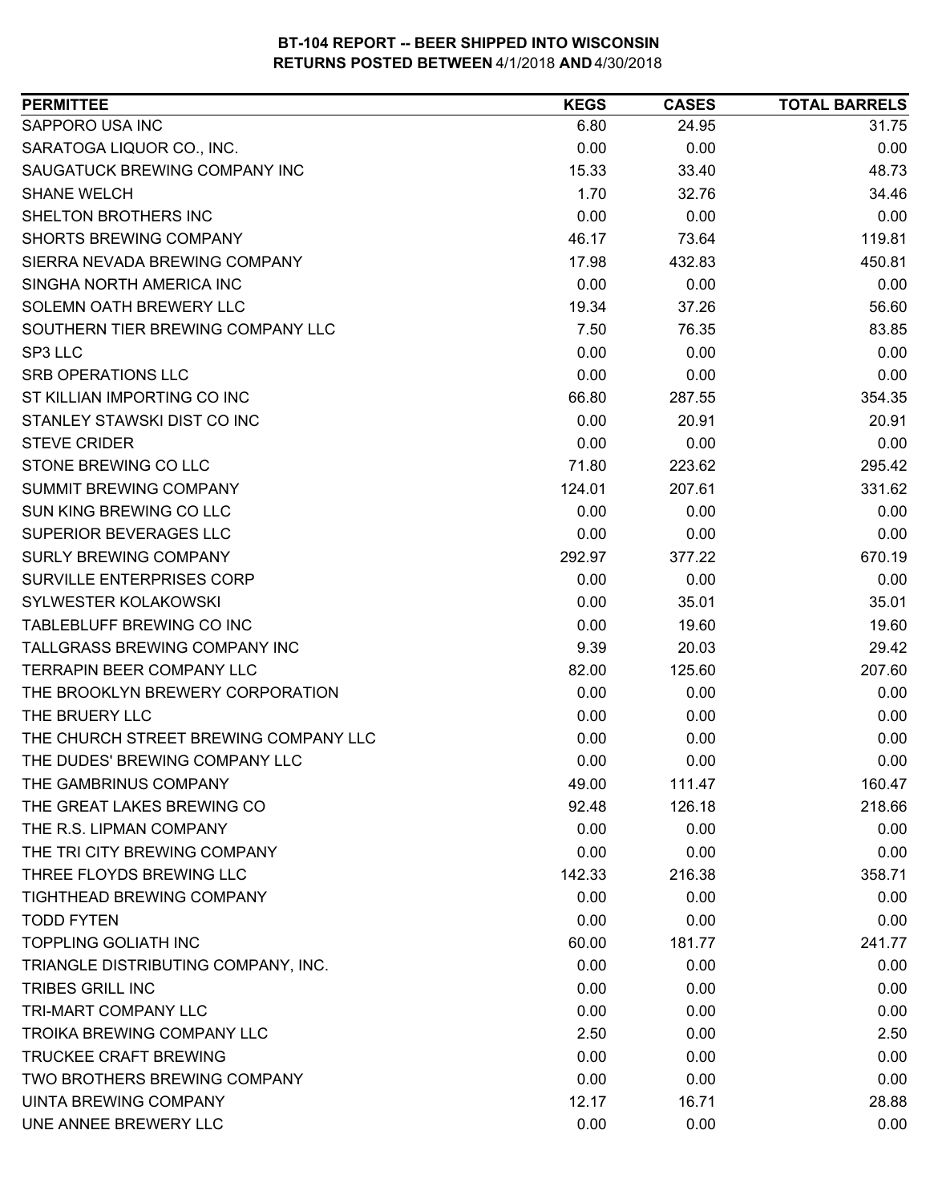**BT-104 REPORT -- BEER SHIPPED INTO WISCONSIN**
**RETURNS POSTED BETWEEN 4/1/2018 AND 4/30/2018**

| PERMITTEE | KEGS | CASES | TOTAL BARRELS |
|---|---|---|---|
| SAPPORO USA INC | 6.80 | 24.95 | 31.75 |
| SARATOGA LIQUOR CO., INC. | 0.00 | 0.00 | 0.00 |
| SAUGATUCK BREWING COMPANY INC | 15.33 | 33.40 | 48.73 |
| SHANE WELCH | 1.70 | 32.76 | 34.46 |
| SHELTON BROTHERS INC | 0.00 | 0.00 | 0.00 |
| SHORTS BREWING COMPANY | 46.17 | 73.64 | 119.81 |
| SIERRA NEVADA BREWING COMPANY | 17.98 | 432.83 | 450.81 |
| SINGHA NORTH AMERICA INC | 0.00 | 0.00 | 0.00 |
| SOLEMN OATH BREWERY LLC | 19.34 | 37.26 | 56.60 |
| SOUTHERN TIER BREWING COMPANY LLC | 7.50 | 76.35 | 83.85 |
| SP3 LLC | 0.00 | 0.00 | 0.00 |
| SRB OPERATIONS LLC | 0.00 | 0.00 | 0.00 |
| ST KILLIAN IMPORTING CO INC | 66.80 | 287.55 | 354.35 |
| STANLEY STAWSKI DIST CO INC | 0.00 | 20.91 | 20.91 |
| STEVE CRIDER | 0.00 | 0.00 | 0.00 |
| STONE BREWING CO LLC | 71.80 | 223.62 | 295.42 |
| SUMMIT BREWING COMPANY | 124.01 | 207.61 | 331.62 |
| SUN KING BREWING CO LLC | 0.00 | 0.00 | 0.00 |
| SUPERIOR BEVERAGES LLC | 0.00 | 0.00 | 0.00 |
| SURLY BREWING COMPANY | 292.97 | 377.22 | 670.19 |
| SURVILLE ENTERPRISES CORP | 0.00 | 0.00 | 0.00 |
| SYLWESTER KOLAKOWSKI | 0.00 | 35.01 | 35.01 |
| TABLEBLUFF BREWING CO INC | 0.00 | 19.60 | 19.60 |
| TALLGRASS BREWING COMPANY INC | 9.39 | 20.03 | 29.42 |
| TERRAPIN BEER COMPANY LLC | 82.00 | 125.60 | 207.60 |
| THE BROOKLYN BREWERY CORPORATION | 0.00 | 0.00 | 0.00 |
| THE BRUERY LLC | 0.00 | 0.00 | 0.00 |
| THE CHURCH STREET BREWING COMPANY LLC | 0.00 | 0.00 | 0.00 |
| THE DUDES' BREWING COMPANY LLC | 0.00 | 0.00 | 0.00 |
| THE GAMBRINUS COMPANY | 49.00 | 111.47 | 160.47 |
| THE GREAT LAKES BREWING CO | 92.48 | 126.18 | 218.66 |
| THE R.S. LIPMAN COMPANY | 0.00 | 0.00 | 0.00 |
| THE TRI CITY BREWING COMPANY | 0.00 | 0.00 | 0.00 |
| THREE FLOYDS BREWING LLC | 142.33 | 216.38 | 358.71 |
| TIGHTHEAD BREWING COMPANY | 0.00 | 0.00 | 0.00 |
| TODD FYTEN | 0.00 | 0.00 | 0.00 |
| TOPPLING GOLIATH INC | 60.00 | 181.77 | 241.77 |
| TRIANGLE DISTRIBUTING COMPANY, INC. | 0.00 | 0.00 | 0.00 |
| TRIBES GRILL INC | 0.00 | 0.00 | 0.00 |
| TRI-MART COMPANY LLC | 0.00 | 0.00 | 0.00 |
| TROIKA BREWING COMPANY LLC | 2.50 | 0.00 | 2.50 |
| TRUCKEE CRAFT BREWING | 0.00 | 0.00 | 0.00 |
| TWO BROTHERS BREWING COMPANY | 0.00 | 0.00 | 0.00 |
| UINTA BREWING COMPANY | 12.17 | 16.71 | 28.88 |
| UNE ANNEE BREWERY LLC | 0.00 | 0.00 | 0.00 |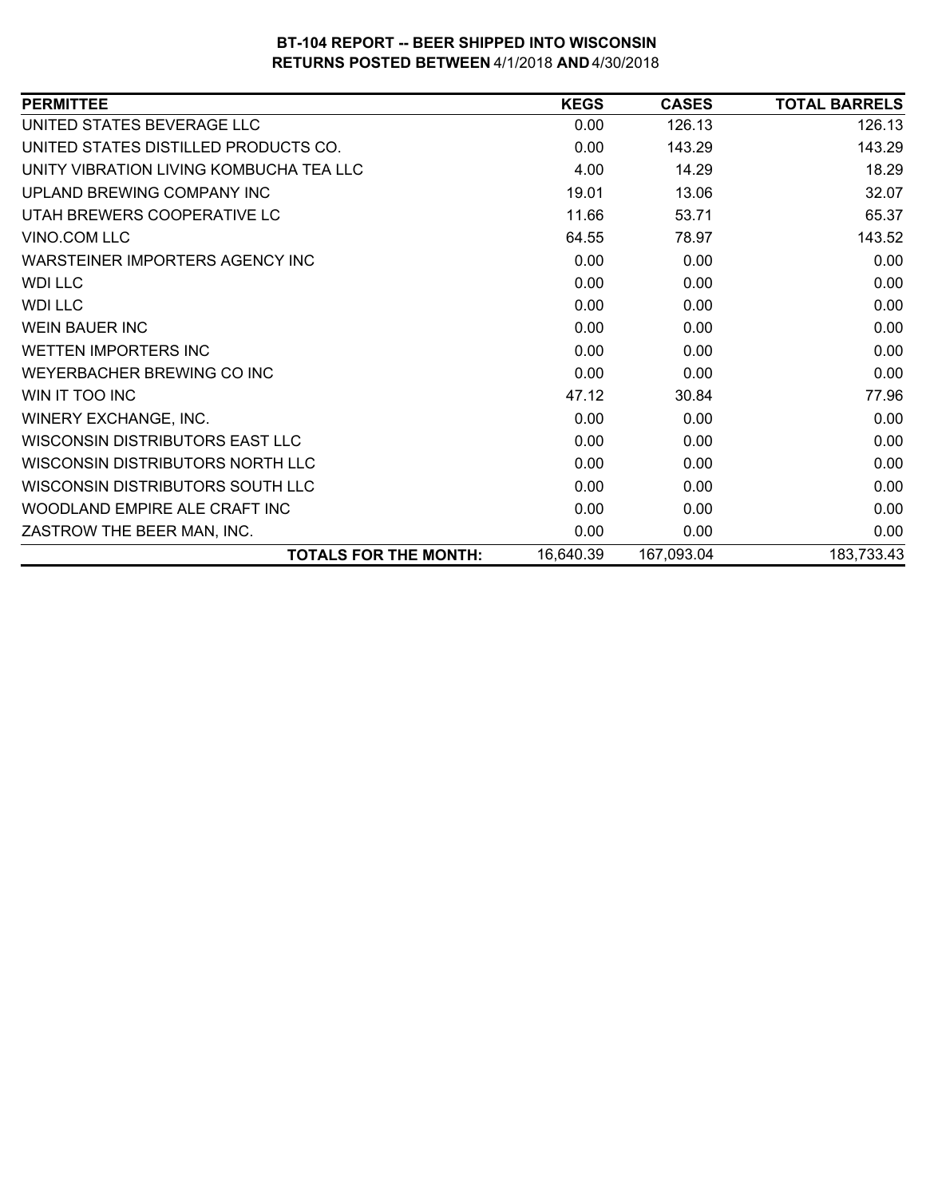**BT-104 REPORT -- BEER SHIPPED INTO WISCONSIN**
**RETURNS POSTED BETWEEN** 4/1/2018 **AND** 4/30/2018

| PERMITTEE | KEGS | CASES | TOTAL BARRELS |
|---|---|---|---|
| UNITED STATES BEVERAGE LLC | 0.00 | 126.13 | 126.13 |
| UNITED STATES DISTILLED PRODUCTS CO. | 0.00 | 143.29 | 143.29 |
| UNITY VIBRATION LIVING KOMBUCHA TEA LLC | 4.00 | 14.29 | 18.29 |
| UPLAND BREWING COMPANY INC | 19.01 | 13.06 | 32.07 |
| UTAH BREWERS COOPERATIVE LC | 11.66 | 53.71 | 65.37 |
| VINO.COM LLC | 64.55 | 78.97 | 143.52 |
| WARSTEINER IMPORTERS AGENCY INC | 0.00 | 0.00 | 0.00 |
| WDI LLC | 0.00 | 0.00 | 0.00 |
| WDI LLC | 0.00 | 0.00 | 0.00 |
| WEIN BAUER INC | 0.00 | 0.00 | 0.00 |
| WETTEN IMPORTERS INC | 0.00 | 0.00 | 0.00 |
| WEYERBACHER BREWING CO INC | 0.00 | 0.00 | 0.00 |
| WIN IT TOO INC | 47.12 | 30.84 | 77.96 |
| WINERY EXCHANGE, INC. | 0.00 | 0.00 | 0.00 |
| WISCONSIN DISTRIBUTORS EAST LLC | 0.00 | 0.00 | 0.00 |
| WISCONSIN DISTRIBUTORS NORTH LLC | 0.00 | 0.00 | 0.00 |
| WISCONSIN DISTRIBUTORS SOUTH LLC | 0.00 | 0.00 | 0.00 |
| WOODLAND EMPIRE ALE CRAFT INC | 0.00 | 0.00 | 0.00 |
| ZASTROW THE BEER MAN, INC. | 0.00 | 0.00 | 0.00 |
| **TOTALS FOR THE MONTH:** | 16,640.39 | 167,093.04 | 183,733.43 |